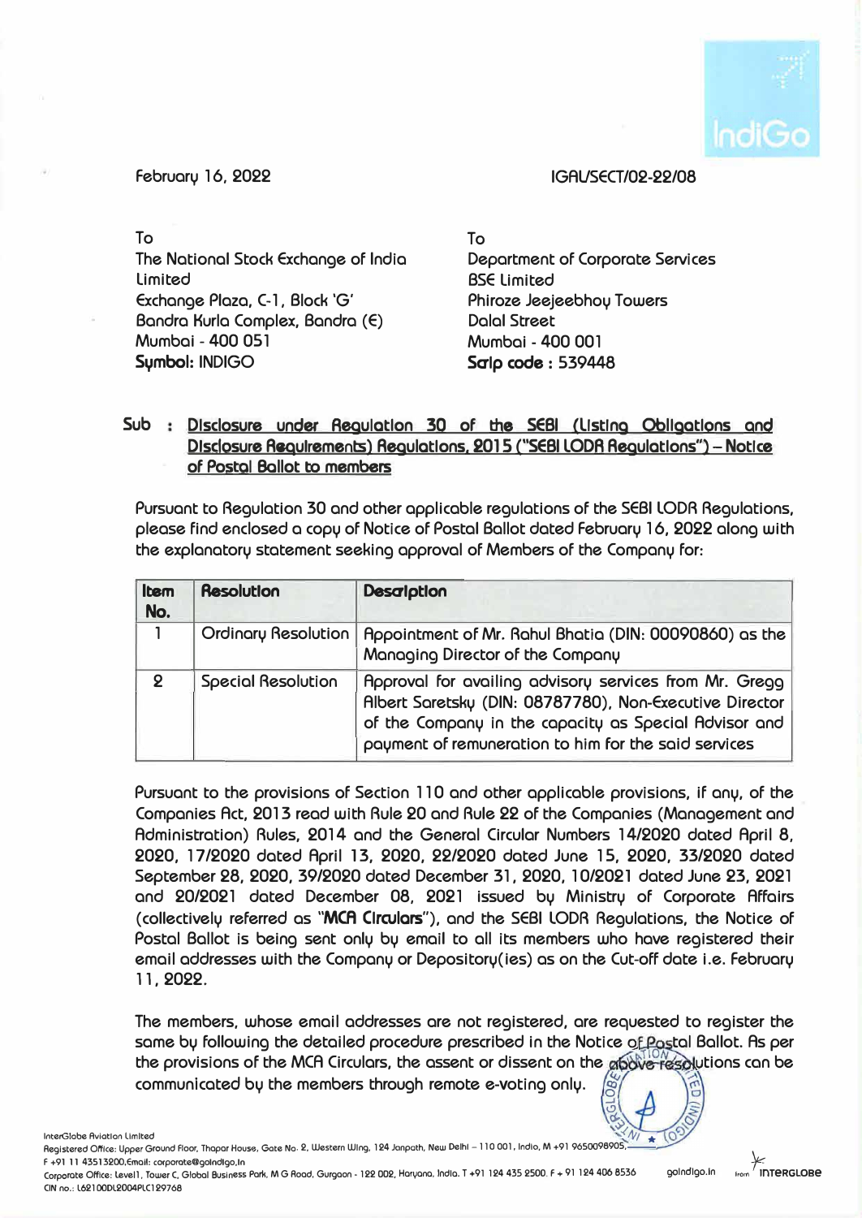February 16, 2022

IGAL/SECT/02-22/08

To
The National Stock Exchange of India Limited
Exchange Plaza, C-1, Block 'G'
Bandra Kurla Complex, Bandra (E)
Mumbai - 400 051
**Symbol:** INDIGO

To
Department of Corporate Services
BSE Limited
Phiroze Jeejeebhoy Towers
Dalal Street
Mumbai - 400 001
**Scrip code :** 539448

**Sub : Disclosure under Regulation 30 of the SEBI (Listing Obligations and Disclosure Requirements) Regulations, 2015 ("SEBI LODR Regulations") – Notice of Postal Ballot to members**

Pursuant to Regulation 30 and other applicable regulations of the SEBI LODR Regulations, please find enclosed a copy of Notice of Postal Ballot dated February 16, 2022 along with the explanatory statement seeking approval of Members of the Company for:

| Item No. | Resolution | Description |
|---|---|---|
| 1 | Ordinary Resolution | Appointment of Mr. Rahul Bhatia (DIN: 00090860) as the Managing Director of the Company |
| 2 | Special Resolution | Approval for availing advisory services from Mr. Gregg Albert Saretsky (DIN: 08787780), Non-Executive Director of the Company in the capacity as Special Advisor and payment of remuneration to him for the said services |

Pursuant to the provisions of Section 110 and other applicable provisions, if any, of the Companies Act, 2013 read with Rule 20 and Rule 22 of the Companies (Management and Administration) Rules, 2014 and the General Circular Numbers 14/2020 dated April 8, 2020, 17/2020 dated April 13, 2020, 22/2020 dated June 15, 2020, 33/2020 dated September 28, 2020, 39/2020 dated December 31, 2020, 10/2021 dated June 23, 2021 and 20/2021 dated December 08, 2021 issued by Ministry of Corporate Affairs (collectively referred as "**MCA Circulars**"), and the SEBI LODR Regulations, the Notice of Postal Ballot is being sent only by email to all its members who have registered their email addresses with the Company or Depository(ies) as on the Cut-off date i.e. February 11, 2022.

The members, whose email addresses are not registered, are requested to register the same by following the detailed procedure prescribed in the Notice of Postal Ballot. As per the provisions of the MCA Circulars, the assent or dissent on the above resolutions can be communicated by the members through remote e-voting only.

InterGlobe Aviation Limited
Registered Office: Upper Ground Floor, Thapar House, Gate No. 2, Western Wing, 124 Janpath, New Delhi – 110 001, India, M +91 9650098905, F +91 11 43513200, Email: corporate@goindigo.in
Corporate Office: Level1, Tower C, Global Business Park, M G Road, Gurgaon - 122 002, Haryana, India. T +91 124 435 2500. F + 91 124 406 8536 goindigo.in
CIN no.: L62100DL2004PLC129768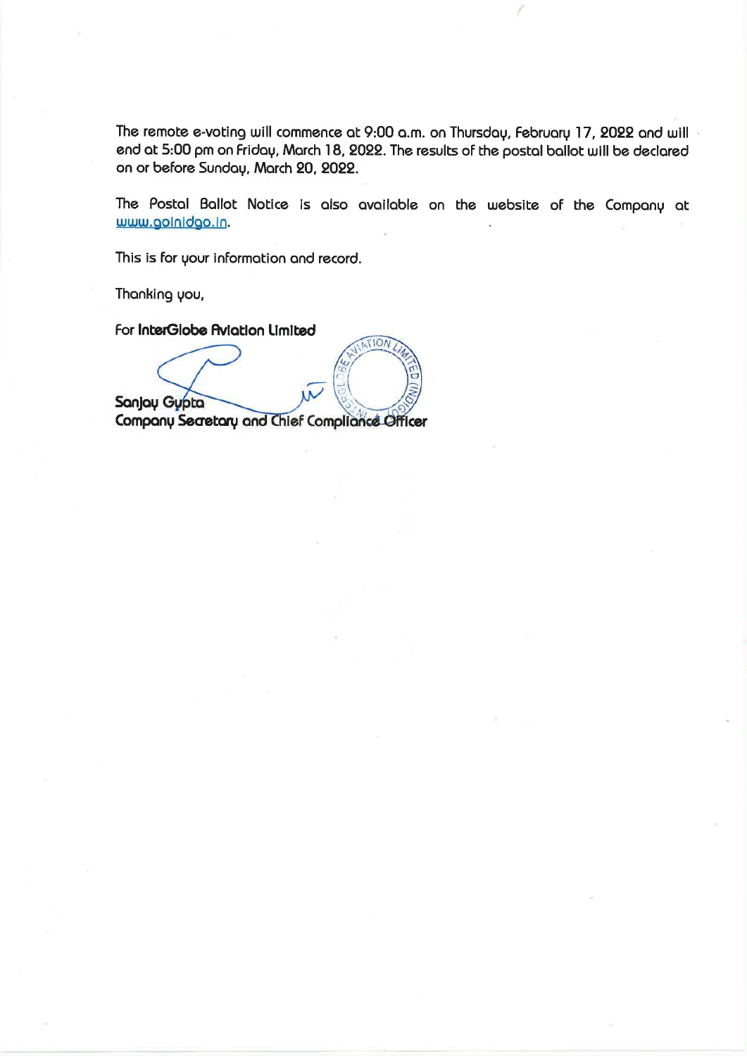The remote e-voting will commence at 9:00 a.m. on Thursday, February 17, 2022 and will end at 5:00 pm on Friday, March 18, 2022. The results of the postal ballot will be declared on or before Sunday, March 20, 2022.

The Postal Ballot Notice is also available on the website of the Company at www.goindigo.in.

This is for your information and record.

Thanking you,

For **InterGlobe Aviation Limited**

**Sanjay Gupta**
**Company Secretary and Chief Compliance Officer**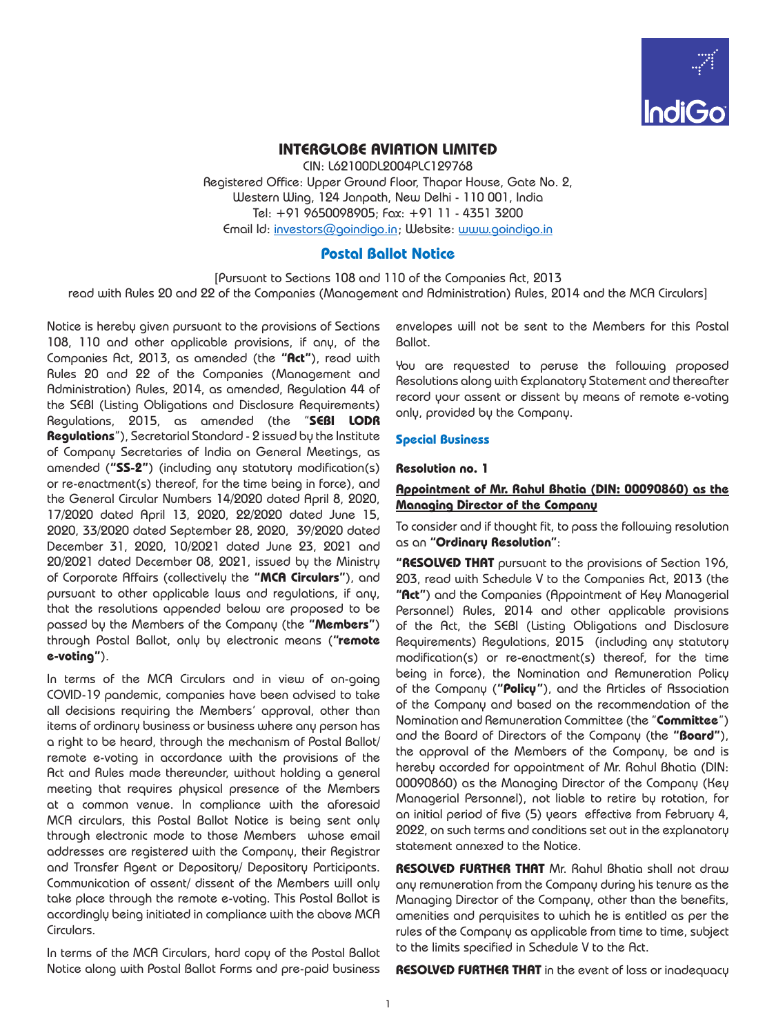# INTERGLOBE AVIATION LIMITED

CIN: L62100DL2004PLC129768
Registered Office: Upper Ground Floor, Thapar House, Gate No. 2,
Western Wing, 124 Janpath, New Delhi - 110 001, India
Tel: +91 9650098905; Fax: +91 11 - 4351 3200
Email Id: investors@goindigo.in; Website: www.goindigo.in

## Postal Ballot Notice

[Pursuant to Sections 108 and 110 of the Companies Act, 2013
read with Rules 20 and 22 of the Companies (Management and Administration) Rules, 2014 and the MCA Circulars]

Notice is hereby given pursuant to the provisions of Sections 108, 110 and other applicable provisions, if any, of the Companies Act, 2013, as amended (the **"Act"**), read with Rules 20 and 22 of the Companies (Management and Administration) Rules, 2014, as amended, Regulation 44 of the SEBI (Listing Obligations and Disclosure Requirements) Regulations, 2015, as amended (the "**SEBI LODR Regulations**"), Secretarial Standard - 2 issued by the Institute of Company Secretaries of India on General Meetings, as amended (**"SS-2"**) (including any statutory modification(s) or re-enactment(s) thereof, for the time being in force), and the General Circular Numbers 14/2020 dated April 8, 2020, 17/2020 dated April 13, 2020, 22/2020 dated June 15, 2020, 33/2020 dated September 28, 2020, 39/2020 dated December 31, 2020, 10/2021 dated June 23, 2021 and 20/2021 dated December 08, 2021, issued by the Ministry of Corporate Affairs (collectively the **"MCA Circulars"**), and pursuant to other applicable laws and regulations, if any, that the resolutions appended below are proposed to be passed by the Members of the Company (the **"Members"**) through Postal Ballot, only by electronic means (**"remote e-voting"**).

In terms of the MCA Circulars and in view of on-going COVID-19 pandemic, companies have been advised to take all decisions requiring the Members' approval, other than items of ordinary business or business where any person has a right to be heard, through the mechanism of Postal Ballot/ remote e-voting in accordance with the provisions of the Act and Rules made thereunder, without holding a general meeting that requires physical presence of the Members at a common venue. In compliance with the aforesaid MCA circulars, this Postal Ballot Notice is being sent only through electronic mode to those Members whose email addresses are registered with the Company, their Registrar and Transfer Agent or Depository/ Depository Participants. Communication of assent/ dissent of the Members will only take place through the remote e-voting. This Postal Ballot is accordingly being initiated in compliance with the above MCA Circulars.

In terms of the MCA Circulars, hard copy of the Postal Ballot Notice along with Postal Ballot Forms and pre-paid business envelopes will not be sent to the Members for this Postal Ballot.

You are requested to peruse the following proposed Resolutions along with Explanatory Statement and thereafter record your assent or dissent by means of remote e-voting only, provided by the Company.

### Special Business

**Resolution no. 1**

**Appointment of Mr. Rahul Bhatia (DIN: 00090860) as the Managing Director of the Company**

To consider and if thought fit, to pass the following resolution as an **"Ordinary Resolution"**:

**"RESOLVED THAT** pursuant to the provisions of Section 196, 203, read with Schedule V to the Companies Act, 2013 (the **"Act"**) and the Companies (Appointment of Key Managerial Personnel) Rules, 2014 and other applicable provisions of the Act, the SEBI (Listing Obligations and Disclosure Requirements) Regulations, 2015 (including any statutory modification(s) or re-enactment(s) thereof, for the time being in force), the Nomination and Remuneration Policy of the Company (**"Policy"**), and the Articles of Association of the Company and based on the recommendation of the Nomination and Remuneration Committee (the "**Committee**") and the Board of Directors of the Company (the **"Board"**), the approval of the Members of the Company, be and is hereby accorded for appointment of Mr. Rahul Bhatia (DIN: 00090860) as the Managing Director of the Company (Key Managerial Personnel), not liable to retire by rotation, for an initial period of five (5) years effective from February 4, 2022, on such terms and conditions set out in the explanatory statement annexed to the Notice.

**RESOLVED FURTHER THAT** Mr. Rahul Bhatia shall not draw any remuneration from the Company during his tenure as the Managing Director of the Company, other than the benefits, amenities and perquisites to which he is entitled as per the rules of the Company as applicable from time to time, subject to the limits specified in Schedule V to the Act.

**RESOLVED FURTHER THAT** in the event of loss or inadequacy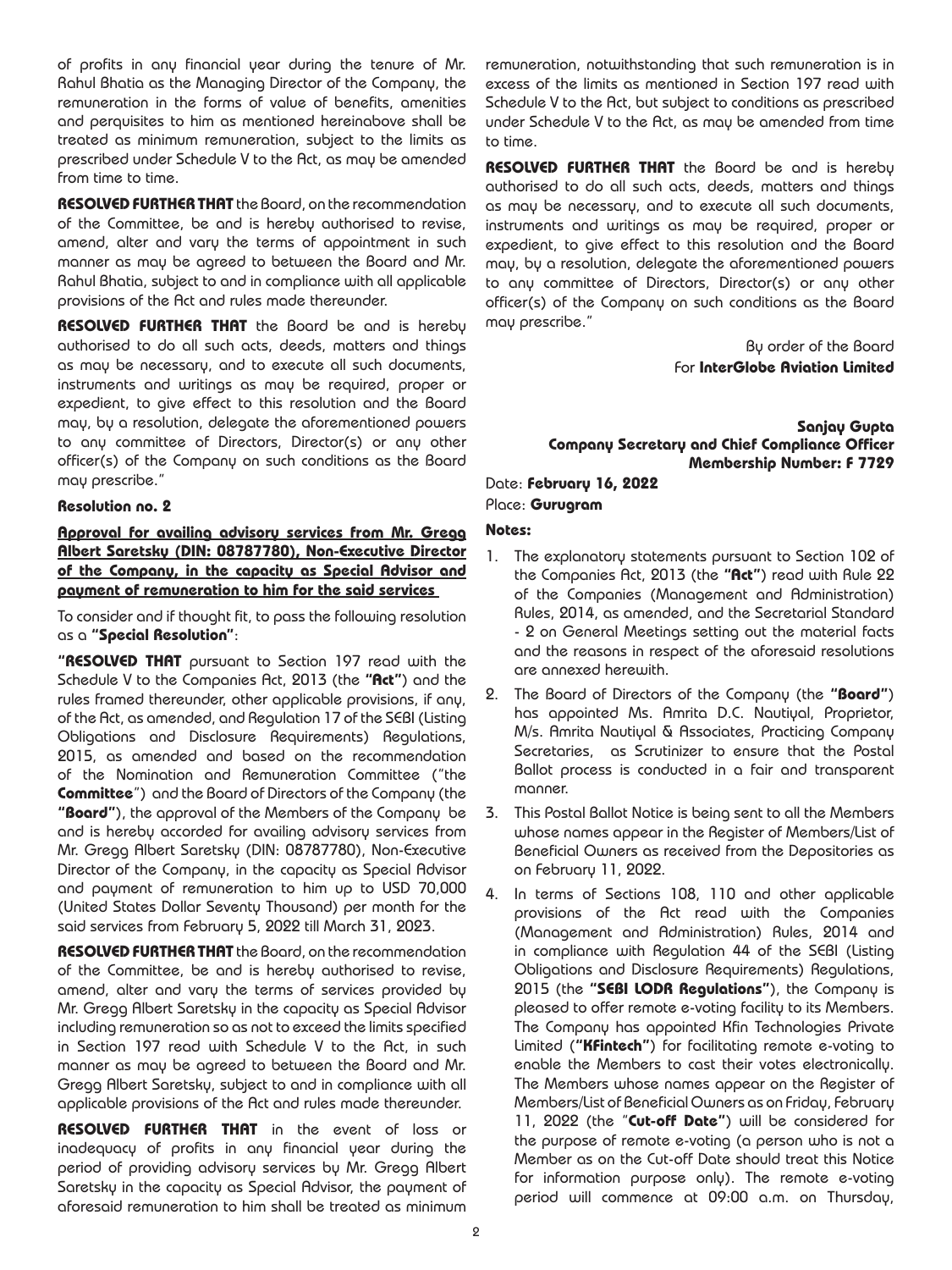of profits in any financial year during the tenure of Mr. Rahul Bhatia as the Managing Director of the Company, the remuneration in the forms of value of benefits, amenities and perquisites to him as mentioned hereinabove shall be treated as minimum remuneration, subject to the limits as prescribed under Schedule V to the Act, as may be amended from time to time.

**RESOLVED FURTHER THAT** the Board, on the recommendation of the Committee, be and is hereby authorised to revise, amend, alter and vary the terms of appointment in such manner as may be agreed to between the Board and Mr. Rahul Bhatia, subject to and in compliance with all applicable provisions of the Act and rules made thereunder.

**RESOLVED FURTHER THAT** the Board be and is hereby authorised to do all such acts, deeds, matters and things as may be necessary, and to execute all such documents, instruments and writings as may be required, proper or expedient, to give effect to this resolution and the Board may, by a resolution, delegate the aforementioned powers to any committee of Directors, Director(s) or any other officer(s) of the Company on such conditions as the Board may prescribe."

**Resolution no. 2**

**Approval for availing advisory services from Mr. Gregg Albert Saretsky (DIN: 08787780), Non-Executive Director of the Company, in the capacity as Special Advisor and payment of remuneration to him for the said services**

To consider and if thought fit, to pass the following resolution as a **"Special Resolution"**:

"**RESOLVED THAT** pursuant to Section 197 read with the Schedule V to the Companies Act, 2013 (the **"Act"**) and the rules framed thereunder, other applicable provisions, if any, of the Act, as amended, and Regulation 17 of the SEBI (Listing Obligations and Disclosure Requirements) Regulations, 2015, as amended and based on the recommendation of the Nomination and Remuneration Committee ("the **Committee**") and the Board of Directors of the Company (the **"Board"**), the approval of the Members of the Company be and is hereby accorded for availing advisory services from Mr. Gregg Albert Saretsky (DIN: 08787780), Non-Executive Director of the Company, in the capacity as Special Advisor and payment of remuneration to him up to USD 70,000 (United States Dollar Seventy Thousand) per month for the said services from February 5, 2022 till March 31, 2023.

**RESOLVED FURTHER THAT** the Board, on the recommendation of the Committee, be and is hereby authorised to revise, amend, alter and vary the terms of services provided by Mr. Gregg Albert Saretsky in the capacity as Special Advisor including remuneration so as not to exceed the limits specified in Section 197 read with Schedule V to the Act, in such manner as may be agreed to between the Board and Mr. Gregg Albert Saretsky, subject to and in compliance with all applicable provisions of the Act and rules made thereunder.

**RESOLVED FURTHER THAT** in the event of loss or inadequacy of profits in any financial year during the period of providing advisory services by Mr. Gregg Albert Saretsky in the capacity as Special Advisor, the payment of aforesaid remuneration to him shall be treated as minimum remuneration, notwithstanding that such remuneration is in excess of the limits as mentioned in Section 197 read with Schedule V to the Act, but subject to conditions as prescribed under Schedule V to the Act, as may be amended from time to time.

**RESOLVED FURTHER THAT** the Board be and is hereby authorised to do all such acts, deeds, matters and things as may be necessary, and to execute all such documents, instruments and writings as may be required, proper or expedient, to give effect to this resolution and the Board may, by a resolution, delegate the aforementioned powers to any committee of Directors, Director(s) or any other officer(s) of the Company on such conditions as the Board may prescribe."

By order of the Board
For **InterGlobe Aviation Limited**

**Sanjay Gupta**
**Company Secretary and Chief Compliance Officer**
**Membership Number: F 7729**

Date: **February 16, 2022**
Place: **Gurugram**

**Notes:**

1. The explanatory statements pursuant to Section 102 of the Companies Act, 2013 (the **"Act"**) read with Rule 22 of the Companies (Management and Administration) Rules, 2014, as amended, and the Secretarial Standard - 2 on General Meetings setting out the material facts and the reasons in respect of the aforesaid resolutions are annexed herewith.
2. The Board of Directors of the Company (the **"Board"**) has appointed Ms. Amrita D.C. Nautiyal, Proprietor, M/s. Amrita Nautiyal & Associates, Practicing Company Secretaries, as Scrutinizer to ensure that the Postal Ballot process is conducted in a fair and transparent manner.
3. This Postal Ballot Notice is being sent to all the Members whose names appear in the Register of Members/List of Beneficial Owners as received from the Depositories as on February 11, 2022.
4. In terms of Sections 108, 110 and other applicable provisions of the Act read with the Companies (Management and Administration) Rules, 2014 and in compliance with Regulation 44 of the SEBI (Listing Obligations and Disclosure Requirements) Regulations, 2015 (the **"SEBI LODR Regulations"**), the Company is pleased to offer remote e-voting facility to its Members. The Company has appointed Kfin Technologies Private Limited (**"KFintech"**) for facilitating remote e-voting to enable the Members to cast their votes electronically. The Members whose names appear on the Register of Members/List of Beneficial Owners as on Friday, February 11, 2022 (the "**Cut-off Date"**) will be considered for the purpose of remote e-voting (a person who is not a Member as on the Cut-off Date should treat this Notice for information purpose only). The remote e-voting period will commence at 09:00 a.m. on Thursday,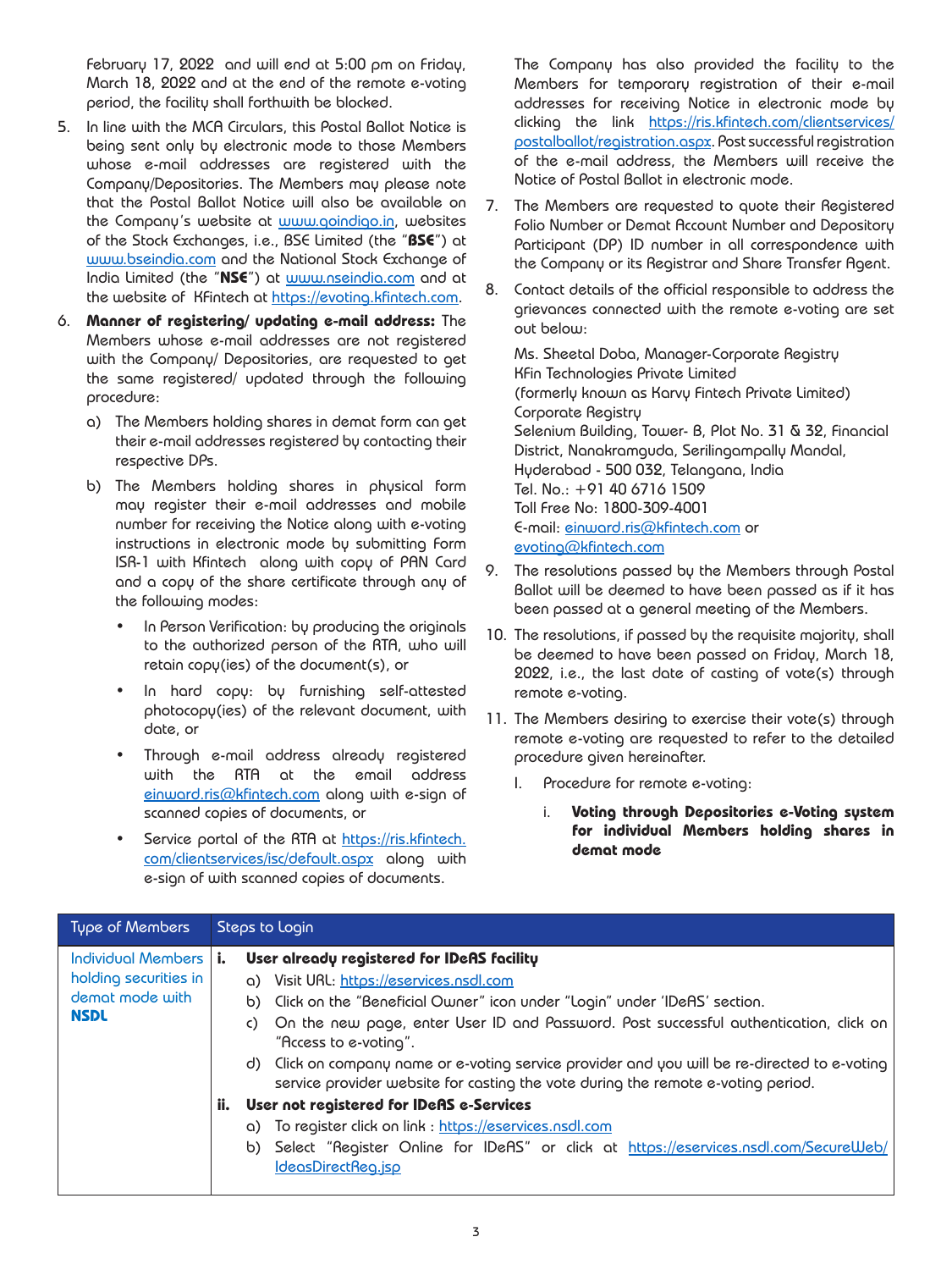February 17, 2022 and will end at 5:00 pm on Friday, March 18, 2022 and at the end of the remote e-voting period, the facility shall forthwith be blocked.

5. In line with the MCA Circulars, this Postal Ballot Notice is being sent only by electronic mode to those Members whose e-mail addresses are registered with the Company/Depositories. The Members may please note that the Postal Ballot Notice will also be available on the Company's website at www.goindigo.in, websites of the Stock Exchanges, i.e., BSE Limited (the "**BSE**") at www.bseindia.com and the National Stock Exchange of India Limited (the "**NSE**") at www.nseindia.com and at the website of KFintech at https://evoting.kfintech.com.

6. **Manner of registering/ updating e-mail address:** The Members whose e-mail addresses are not registered with the Company/ Depositories, are requested to get the same registered/ updated through the following procedure:

   a) The Members holding shares in demat form can get their e-mail addresses registered by contacting their respective DPs.

   b) The Members holding shares in physical form may register their e-mail addresses and mobile number for receiving the Notice along with e-voting instructions in electronic mode by submitting Form ISR-1 with Kfintech along with copy of PAN Card and a copy of the share certificate through any of the following modes:

      - In Person Verification: by producing the originals to the authorized person of the RTA, who will retain copy(ies) of the document(s), or
      - In hard copy: by furnishing self-attested photocopy(ies) of the relevant document, with date, or
      - Through e-mail address already registered with the RTA at the email address einward.ris@kfintech.com along with e-sign of scanned copies of documents, or
      - Service portal of the RTA at https://ris.kfintech.com/clientservices/isc/default.aspx along with e-sign of with scanned copies of documents.

   The Company has also provided the facility to the Members for temporary registration of their e-mail addresses for receiving Notice in electronic mode by clicking the link https://ris.kfintech.com/clientservices/postalballot/registration.aspx. Post successful registration of the e-mail address, the Members will receive the Notice of Postal Ballot in electronic mode.

7. The Members are requested to quote their Registered Folio Number or Demat Account Number and Depository Participant (DP) ID number in all correspondence with the Company or its Registrar and Share Transfer Agent.

8. Contact details of the official responsible to address the grievances connected with the remote e-voting are set out below:

   Ms. Sheetal Doba, Manager-Corporate Registry
   KFin Technologies Private Limited
   (formerly known as Karvy Fintech Private Limited)
   Corporate Registry
   Selenium Building, Tower- B, Plot No. 31 & 32, Financial District, Nanakramguda, Serilingampally Mandal, Hyderabad - 500 032, Telangana, India
   Tel. No.: +91 40 6716 1509
   Toll Free No: 1800-309-4001
   E-mail: einward.ris@kfintech.com or evoting@kfintech.com

9. The resolutions passed by the Members through Postal Ballot will be deemed to have been passed as if it has been passed at a general meeting of the Members.

10. The resolutions, if passed by the requisite majority, shall be deemed to have been passed on Friday, March 18, 2022, i.e., the last date of casting of vote(s) through remote e-voting.

11. The Members desiring to exercise their vote(s) through remote e-voting are requested to refer to the detailed procedure given hereinafter.

    I. Procedure for remote e-voting:

       i. **Voting through Depositories e-Voting system for individual Members holding shares in demat mode**

| Type of Members | Steps to Login |
|---|---|
| Individual Members holding securities in demat mode with **NSDL** | **i. User already registered for IDeAS facility**<br>a) Visit URL: https://eservices.nsdl.com<br>b) Click on the "Beneficial Owner" icon under "Login" under 'IDeAS' section.<br>c) On the new page, enter User ID and Password. Post successful authentication, click on "Access to e-voting".<br>d) Click on company name or e-voting service provider and you will be re-directed to e-voting service provider website for casting the vote during the remote e-voting period.<br>**ii. User not registered for IDeAS e-Services**<br>a) To register click on link : https://eservices.nsdl.com<br>b) Select "Register Online for IDeAS" or click at https://eservices.nsdl.com/SecureWeb/IdeasDirectReg.jsp |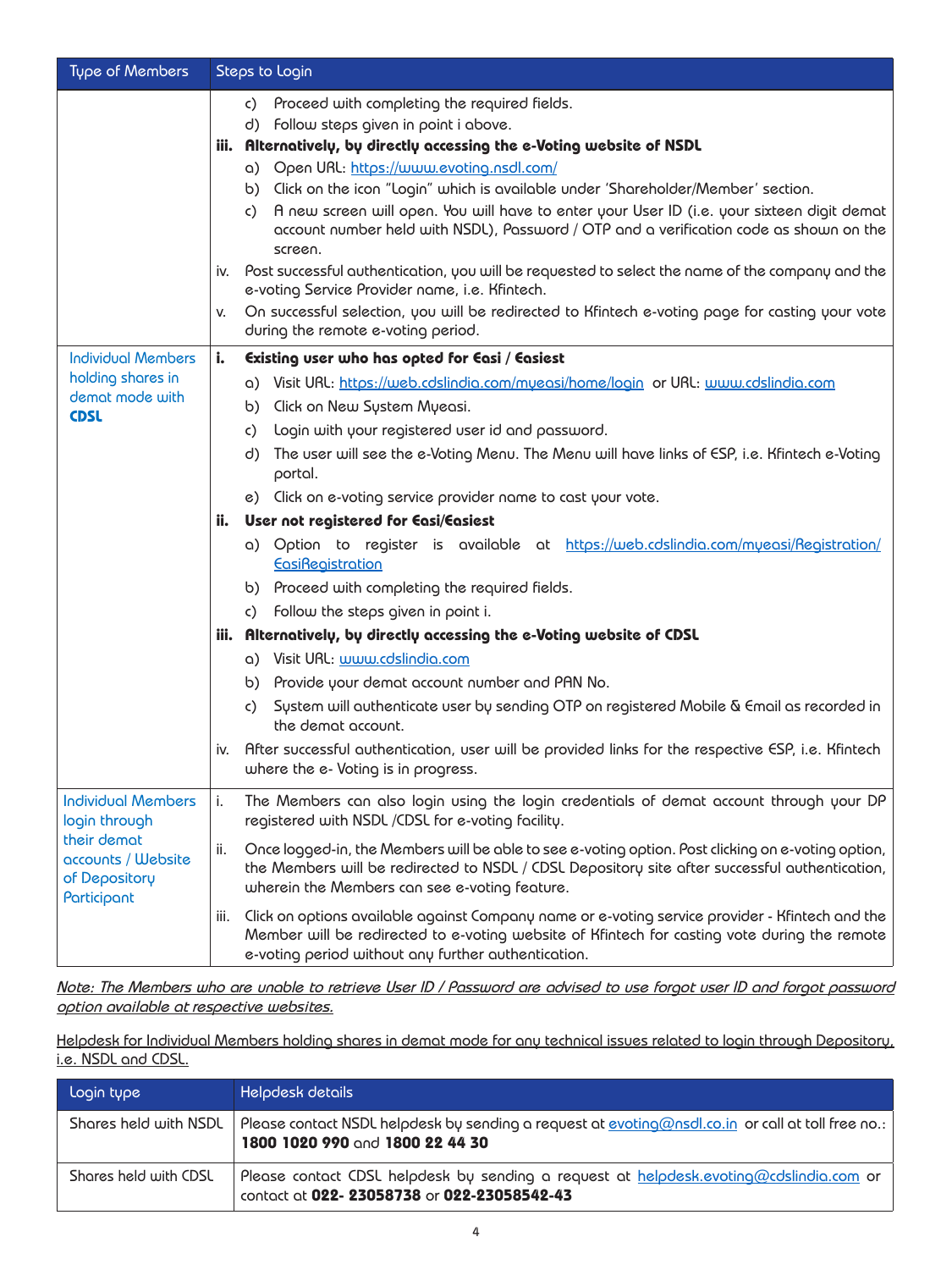| Type of Members | Steps to Login |
|---|---|
| | c) Proceed with completing the required fields.<br>d) Follow steps given in point i above.<br>**iii. Alternatively, by directly accessing the e-Voting website of NSDL**<br>a) Open URL: https://www.evoting.nsdl.com/<br>b) Click on the icon "Login" which is available under 'Shareholder/Member' section.<br>c) A new screen will open. You will have to enter your User ID (i.e. your sixteen digit demat account number held with NSDL), Password / OTP and a verification code as shown on the screen.<br>iv. Post successful authentication, you will be requested to select the name of the company and the e-voting Service Provider name, i.e. Kfintech.<br>v. On successful selection, you will be redirected to Kfintech e-voting page for casting your vote during the remote e-voting period. |
| Individual Members holding shares in demat mode with **CDSL** | **i. Existing user who has opted for Easi / Easiest**<br>a) Visit URL: https://web.cdslindia.com/myeasi/home/login or URL: www.cdslindia.com<br>b) Click on New System Myeasi.<br>c) Login with your registered user id and password.<br>d) The user will see the e-Voting Menu. The Menu will have links of ESP, i.e. Kfintech e-Voting portal.<br>e) Click on e-voting service provider name to cast your vote.<br>**ii. User not registered for Easi/Easiest**<br>a) Option to register is available at https://web.cdslindia.com/myeasi/Registration/EasiRegistration<br>b) Proceed with completing the required fields.<br>c) Follow the steps given in point i.<br>**iii. Alternatively, by directly accessing the e-Voting website of CDSL**<br>a) Visit URL: www.cdslindia.com<br>b) Provide your demat account number and PAN No.<br>c) System will authenticate user by sending OTP on registered Mobile & Email as recorded in the demat account.<br>iv. After successful authentication, user will be provided links for the respective ESP, i.e. Kfintech where the e- Voting is in progress. |
| Individual Members login through their demat accounts / Website of Depository Participant | i. The Members can also login using the login credentials of demat account through your DP registered with NSDL /CDSL for e-voting facility.<br>ii. Once logged-in, the Members will be able to see e-voting option. Post clicking on e-voting option, the Members will be redirected to NSDL / CDSL Depository site after successful authentication, wherein the Members can see e-voting feature.<br>iii. Click on options available against Company name or e-voting service provider - Kfintech and the Member will be redirected to e-voting website of Kfintech for casting vote during the remote e-voting period without any further authentication. |

*Note: The Members who are unable to retrieve User ID / Password are advised to use forgot user ID and forgot password option available at respective websites.*

Helpdesk for Individual Members holding shares in demat mode for any technical issues related to login through Depository, i.e. NSDL and CDSL.

| Login type | Helpdesk details |
|---|---|
| Shares held with NSDL | Please contact NSDL helpdesk by sending a request at evoting@nsdl.co.in or call at toll free no.: **1800 1020 990** and **1800 22 44 30** |
| Shares held with CDSL | Please contact CDSL helpdesk by sending a request at helpdesk.evoting@cdslindia.com or contact at **022- 23058738** or **022-23058542-43** |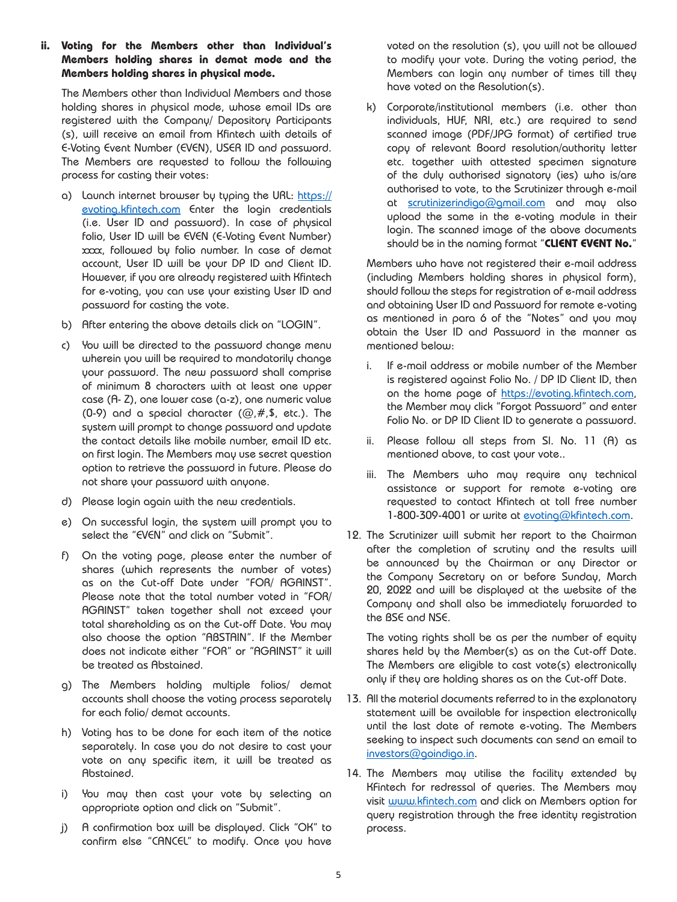**ii. Voting for the Members other than Individual's Members holding shares in demat mode and the Members holding shares in physical mode.**

The Members other than Individual Members and those holding shares in physical mode, whose email IDs are registered with the Company/ Depository Participants (s), will receive an email from Kfintech with details of E-Voting Event Number (EVEN), USER ID and password. The Members are requested to follow the following process for casting their votes:

a) Launch internet browser by typing the URL: https://evoting.kfintech.com Enter the login credentials (i.e. User ID and password). In case of physical folio, User ID will be EVEN (E-Voting Event Number) xxxx, followed by folio number. In case of demat account, User ID will be your DP ID and Client ID. However, if you are already registered with Kfintech for e-voting, you can use your existing User ID and password for casting the vote.

b) After entering the above details click on "LOGIN".

c) You will be directed to the password change menu wherein you will be required to mandatorily change your password. The new password shall comprise of minimum 8 characters with at least one upper case (A- Z), one lower case (a-z), one numeric value (0-9) and a special character (@,#,$, etc.). The system will prompt to change password and update the contact details like mobile number, email ID etc. on first login. The Members may use secret question option to retrieve the password in future. Please do not share your password with anyone.

d) Please login again with the new credentials.

e) On successful login, the system will prompt you to select the "EVEN" and click on "Submit".

f) On the voting page, please enter the number of shares (which represents the number of votes) as on the Cut-off Date under "FOR/ AGAINST". Please note that the total number voted in "FOR/ AGAINST" taken together shall not exceed your total shareholding as on the Cut-off Date. You may also choose the option "ABSTAIN". If the Member does not indicate either "FOR" or "AGAINST" it will be treated as Abstained.

g) The Members holding multiple folios/ demat accounts shall choose the voting process separately for each folio/ demat accounts.

h) Voting has to be done for each item of the notice separately. In case you do not desire to cast your vote on any specific item, it will be treated as Abstained.

i) You may then cast your vote by selecting an appropriate option and click on "Submit".

j) A confirmation box will be displayed. Click "OK" to confirm else "CANCEL" to modify. Once you have voted on the resolution (s), you will not be allowed to modify your vote. During the voting period, the Members can login any number of times till they have voted on the Resolution(s).

k) Corporate/institutional members (i.e. other than individuals, HUF, NRI, etc.) are required to send scanned image (PDF/JPG format) of certified true copy of relevant Board resolution/authority letter etc. together with attested specimen signature of the duly authorised signatory (ies) who is/are authorised to vote, to the Scrutinizer through e-mail at scrutinizerindigo@gmail.com and may also upload the same in the e-voting module in their login. The scanned image of the above documents should be in the naming format "**CLIENT EVENT No.**"

Members who have not registered their e-mail address (including Members holding shares in physical form), should follow the steps for registration of e-mail address and obtaining User ID and Password for remote e-voting as mentioned in para 6 of the "Notes" and you may obtain the User ID and Password in the manner as mentioned below:

i. If e-mail address or mobile number of the Member is registered against Folio No. / DP ID Client ID, then on the home page of https://evoting.kfintech.com, the Member may click "Forgot Password" and enter Folio No. or DP ID Client ID to generate a password.

ii. Please follow all steps from Sl. No. 11 (A) as mentioned above, to cast your vote..

iii. The Members who may require any technical assistance or support for remote e-voting are requested to contact Kfintech at toll free number 1-800-309-4001 or write at evoting@kfintech.com.

12. The Scrutinizer will submit her report to the Chairman after the completion of scrutiny and the results will be announced by the Chairman or any Director or the Company Secretary on or before Sunday, March 20, 2022 and will be displayed at the website of the Company and shall also be immediately forwarded to the BSE and NSE.

    The voting rights shall be as per the number of equity shares held by the Member(s) as on the Cut-off Date. The Members are eligible to cast vote(s) electronically only if they are holding shares as on the Cut-off Date.

13. All the material documents referred to in the explanatory statement will be available for inspection electronically until the last date of remote e-voting. The Members seeking to inspect such documents can send an email to investors@goindigo.in.

14. The Members may utilise the facility extended by KFintech for redressal of queries. The Members may visit www.kfintech.com and click on Members option for query registration through the free identity registration process.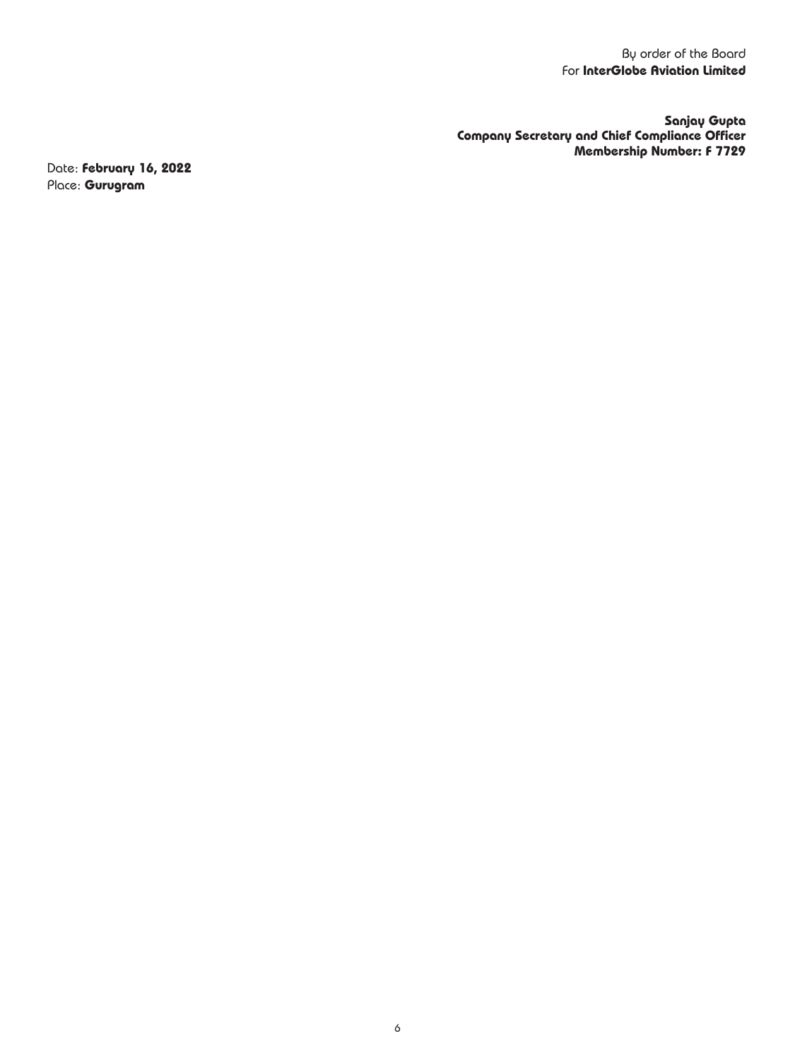By order of the Board
For **InterGlobe Aviation Limited**

**Sanjay Gupta**
**Company Secretary and Chief Compliance Officer**
**Membership Number: F 7729**

Date: **February 16, 2022**
Place: **Gurugram**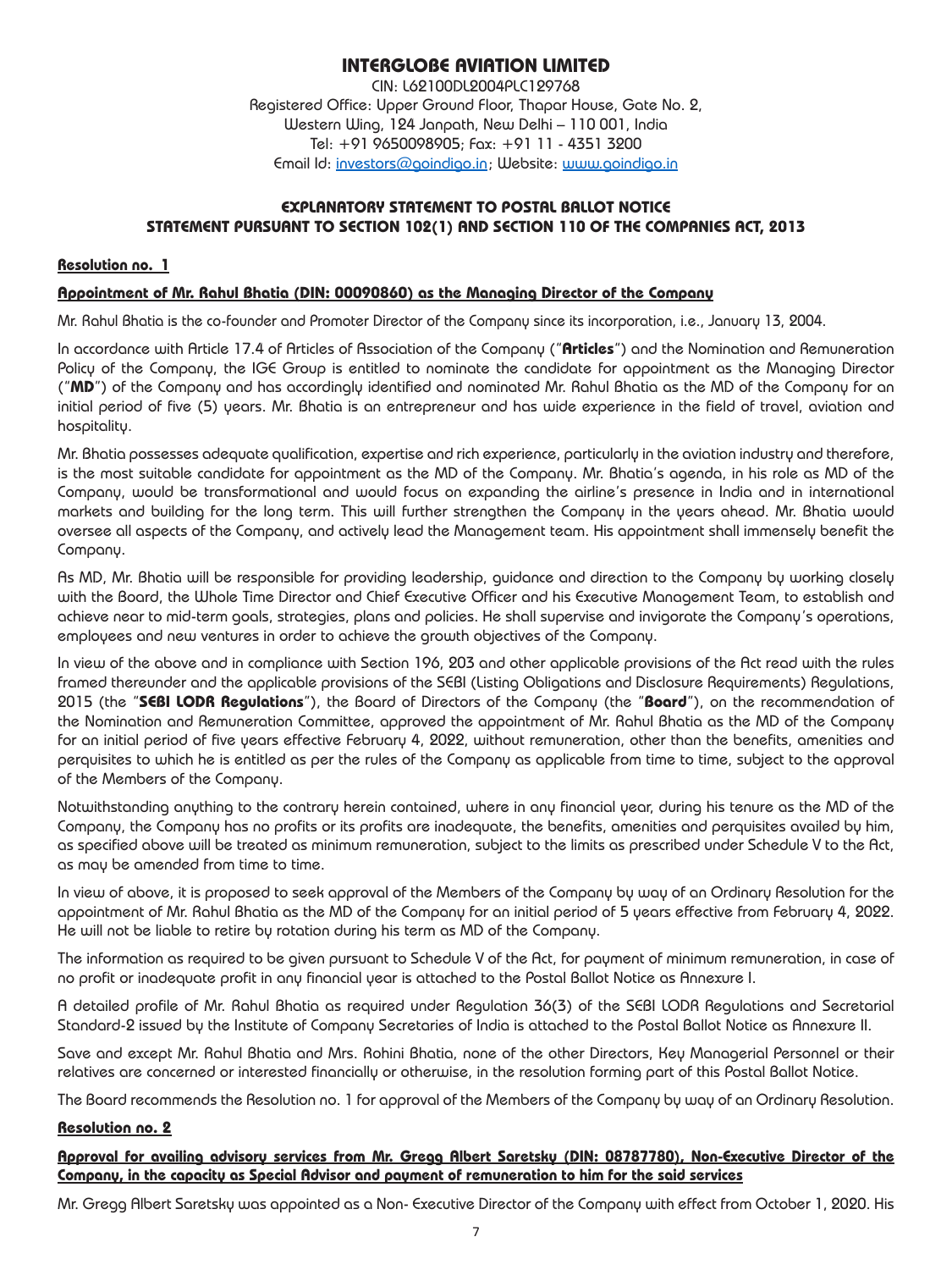# INTERGLOBE AVIATION LIMITED

CIN: L62100DL2004PLC129768
Registered Office: Upper Ground Floor, Thapar House, Gate No. 2,
Western Wing, 124 Janpath, New Delhi – 110 001, India
Tel: +91 9650098905; Fax: +91 11 - 4351 3200
Email Id: investors@goindigo.in; Website: www.goindigo.in

## EXPLANATORY STATEMENT TO POSTAL BALLOT NOTICE
## STATEMENT PURSUANT TO SECTION 102(1) AND SECTION 110 OF THE COMPANIES ACT, 2013

### Resolution no. 1

#### Appointment of Mr. Rahul Bhatia (DIN: 00090860) as the Managing Director of the Company

Mr. Rahul Bhatia is the co-founder and Promoter Director of the Company since its incorporation, i.e., January 13, 2004.

In accordance with Article 17.4 of Articles of Association of the Company ("**Articles**") and the Nomination and Remuneration Policy of the Company, the IGE Group is entitled to nominate the candidate for appointment as the Managing Director ("**MD**") of the Company and has accordingly identified and nominated Mr. Rahul Bhatia as the MD of the Company for an initial period of five (5) years. Mr. Bhatia is an entrepreneur and has wide experience in the field of travel, aviation and hospitality.

Mr. Bhatia possesses adequate qualification, expertise and rich experience, particularly in the aviation industry and therefore, is the most suitable candidate for appointment as the MD of the Company. Mr. Bhatia's agenda, in his role as MD of the Company, would be transformational and would focus on expanding the airline's presence in India and in international markets and building for the long term. This will further strengthen the Company in the years ahead. Mr. Bhatia would oversee all aspects of the Company, and actively lead the Management team. His appointment shall immensely benefit the Company.

As MD, Mr. Bhatia will be responsible for providing leadership, guidance and direction to the Company by working closely with the Board, the Whole Time Director and Chief Executive Officer and his Executive Management Team, to establish and achieve near to mid-term goals, strategies, plans and policies. He shall supervise and invigorate the Company's operations, employees and new ventures in order to achieve the growth objectives of the Company.

In view of the above and in compliance with Section 196, 203 and other applicable provisions of the Act read with the rules framed thereunder and the applicable provisions of the SEBI (Listing Obligations and Disclosure Requirements) Regulations, 2015 (the "**SEBI LODR Regulations**"), the Board of Directors of the Company (the "**Board**"), on the recommendation of the Nomination and Remuneration Committee, approved the appointment of Mr. Rahul Bhatia as the MD of the Company for an initial period of five years effective February 4, 2022, without remuneration, other than the benefits, amenities and perquisites to which he is entitled as per the rules of the Company as applicable from time to time, subject to the approval of the Members of the Company.

Notwithstanding anything to the contrary herein contained, where in any financial year, during his tenure as the MD of the Company, the Company has no profits or its profits are inadequate, the benefits, amenities and perquisites availed by him, as specified above will be treated as minimum remuneration, subject to the limits as prescribed under Schedule V to the Act, as may be amended from time to time.

In view of above, it is proposed to seek approval of the Members of the Company by way of an Ordinary Resolution for the appointment of Mr. Rahul Bhatia as the MD of the Company for an initial period of 5 years effective from February 4, 2022. He will not be liable to retire by rotation during his term as MD of the Company.

The information as required to be given pursuant to Schedule V of the Act, for payment of minimum remuneration, in case of no profit or inadequate profit in any financial year is attached to the Postal Ballot Notice as Annexure I.

A detailed profile of Mr. Rahul Bhatia as required under Regulation 36(3) of the SEBI LODR Regulations and Secretarial Standard-2 issued by the Institute of Company Secretaries of India is attached to the Postal Ballot Notice as Annexure II.

Save and except Mr. Rahul Bhatia and Mrs. Rohini Bhatia, none of the other Directors, Key Managerial Personnel or their relatives are concerned or interested financially or otherwise, in the resolution forming part of this Postal Ballot Notice.

The Board recommends the Resolution no. 1 for approval of the Members of the Company by way of an Ordinary Resolution.

### Resolution no. 2

#### Approval for availing advisory services from Mr. Gregg Albert Saretsky (DIN: 08787780), Non-Executive Director of the Company, in the capacity as Special Advisor and payment of remuneration to him for the said services

Mr. Gregg Albert Saretsky was appointed as a Non- Executive Director of the Company with effect from October 1, 2020. His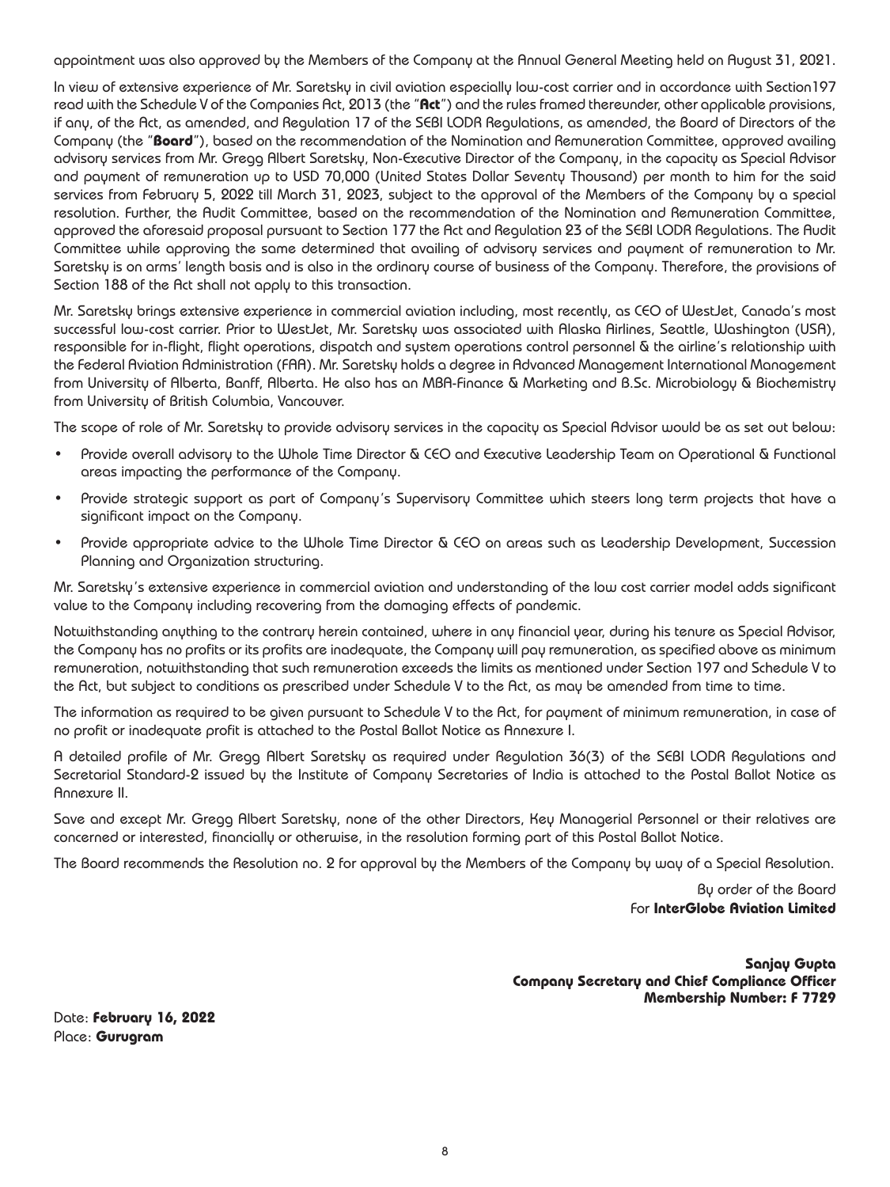appointment was also approved by the Members of the Company at the Annual General Meeting held on August 31, 2021.

In view of extensive experience of Mr. Saretsky in civil aviation especially low-cost carrier and in accordance with Section197 read with the Schedule V of the Companies Act, 2013 (the "**Act**") and the rules framed thereunder, other applicable provisions, if any, of the Act, as amended, and Regulation 17 of the SEBI LODR Regulations, as amended, the Board of Directors of the Company (the "**Board**"), based on the recommendation of the Nomination and Remuneration Committee, approved availing advisory services from Mr. Gregg Albert Saretsky, Non-Executive Director of the Company, in the capacity as Special Advisor and payment of remuneration up to USD 70,000 (United States Dollar Seventy Thousand) per month to him for the said services from February 5, 2022 till March 31, 2023, subject to the approval of the Members of the Company by a special resolution. Further, the Audit Committee, based on the recommendation of the Nomination and Remuneration Committee, approved the aforesaid proposal pursuant to Section 177 the Act and Regulation 23 of the SEBI LODR Regulations. The Audit Committee while approving the same determined that availing of advisory services and payment of remuneration to Mr. Saretsky is on arms' length basis and is also in the ordinary course of business of the Company. Therefore, the provisions of Section 188 of the Act shall not apply to this transaction.

Mr. Saretsky brings extensive experience in commercial aviation including, most recently, as CEO of WestJet, Canada's most successful low-cost carrier. Prior to WestJet, Mr. Saretsky was associated with Alaska Airlines, Seattle, Washington (USA), responsible for in-flight, flight operations, dispatch and system operations control personnel & the airline's relationship with the Federal Aviation Administration (FAA). Mr. Saretsky holds a degree in Advanced Management International Management from University of Alberta, Banff, Alberta. He also has an MBA-Finance & Marketing and B.Sc. Microbiology & Biochemistry from University of British Columbia, Vancouver.

The scope of role of Mr. Saretsky to provide advisory services in the capacity as Special Advisor would be as set out below:

- Provide overall advisory to the Whole Time Director & CEO and Executive Leadership Team on Operational & Functional areas impacting the performance of the Company.
- Provide strategic support as part of Company's Supervisory Committee which steers long term projects that have a significant impact on the Company.
- Provide appropriate advice to the Whole Time Director & CEO on areas such as Leadership Development, Succession Planning and Organization structuring.

Mr. Saretsky's extensive experience in commercial aviation and understanding of the low cost carrier model adds significant value to the Company including recovering from the damaging effects of pandemic.

Notwithstanding anything to the contrary herein contained, where in any financial year, during his tenure as Special Advisor, the Company has no profits or its profits are inadequate, the Company will pay remuneration, as specified above as minimum remuneration, notwithstanding that such remuneration exceeds the limits as mentioned under Section 197 and Schedule V to the Act, but subject to conditions as prescribed under Schedule V to the Act, as may be amended from time to time.

The information as required to be given pursuant to Schedule V to the Act, for payment of minimum remuneration, in case of no profit or inadequate profit is attached to the Postal Ballot Notice as Annexure I.

A detailed profile of Mr. Gregg Albert Saretsky as required under Regulation 36(3) of the SEBI LODR Regulations and Secretarial Standard-2 issued by the Institute of Company Secretaries of India is attached to the Postal Ballot Notice as Annexure II.

Save and except Mr. Gregg Albert Saretsky, none of the other Directors, Key Managerial Personnel or their relatives are concerned or interested, financially or otherwise, in the resolution forming part of this Postal Ballot Notice.

The Board recommends the Resolution no. 2 for approval by the Members of the Company by way of a Special Resolution.

By order of the Board
For **InterGlobe Aviation Limited**

**Sanjay Gupta**
**Company Secretary and Chief Compliance Officer**
**Membership Number: F 7729**

Date: **February 16, 2022**
Place: **Gurugram**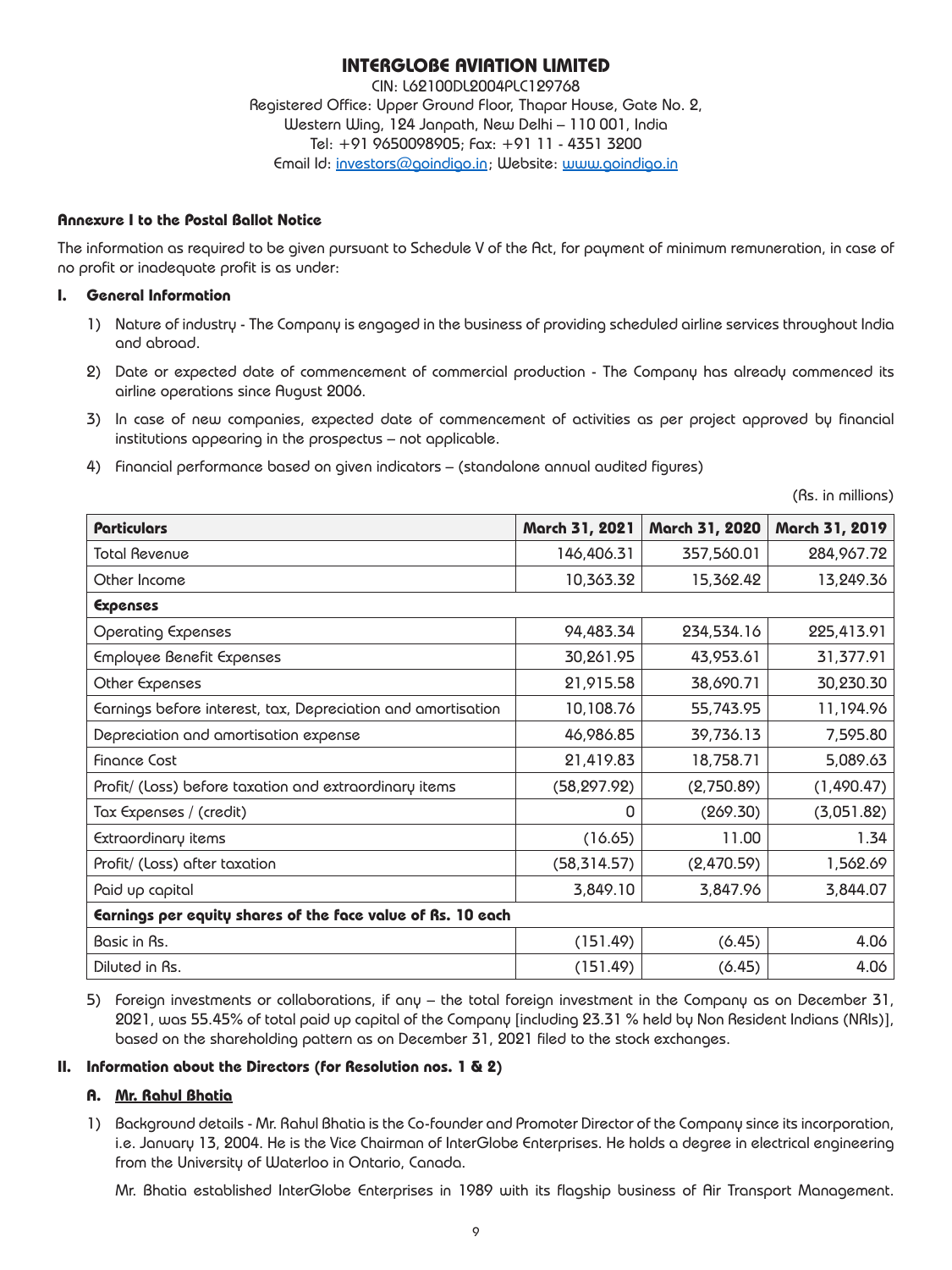# INTERGLOBE AVIATION LIMITED

CIN: L62100DL2004PLC129768
Registered Office: Upper Ground Floor, Thapar House, Gate No. 2,
Western Wing, 124 Janpath, New Delhi – 110 001, India
Tel: +91 9650098905; Fax: +91 11 - 4351 3200
Email Id: investors@goindigo.in; Website: www.goindigo.in

**Annexure I to the Postal Ballot Notice**

The information as required to be given pursuant to Schedule V of the Act, for payment of minimum remuneration, in case of no profit or inadequate profit is as under:

## I. General Information

1) Nature of industry - The Company is engaged in the business of providing scheduled airline services throughout India and abroad.

2) Date or expected date of commencement of commercial production - The Company has already commenced its airline operations since August 2006.

3) In case of new companies, expected date of commencement of activities as per project approved by financial institutions appearing in the prospectus – not applicable.

4) Financial performance based on given indicators – (standalone annual audited figures)

(Rs. in millions)

| Particulars | March 31, 2021 | March 31, 2020 | March 31, 2019 |
|---|---|---|---|
| Total Revenue | 146,406.31 | 357,560.01 | 284,967.72 |
| Other Income | 10,363.32 | 15,362.42 | 13,249.36 |
| **Expenses** | | | |
| Operating Expenses | 94,483.34 | 234,534.16 | 225,413.91 |
| Employee Benefit Expenses | 30,261.95 | 43,953.61 | 31,377.91 |
| Other Expenses | 21,915.58 | 38,690.71 | 30,230.30 |
| Earnings before interest, tax, Depreciation and amortisation | 10,108.76 | 55,743.95 | 11,194.96 |
| Depreciation and amortisation expense | 46,986.85 | 39,736.13 | 7,595.80 |
| Finance Cost | 21,419.83 | 18,758.71 | 5,089.63 |
| Profit/ (Loss) before taxation and extraordinary items | (58,297.92) | (2,750.89) | (1,490.47) |
| Tax Expenses / (credit) | 0 | (269.30) | (3,051.82) |
| Extraordinary items | (16.65) | 11.00 | 1.34 |
| Profit/ (Loss) after taxation | (58,314.57) | (2,470.59) | 1,562.69 |
| Paid up capital | 3,849.10 | 3,847.96 | 3,844.07 |
| **Earnings per equity shares of the face value of Rs. 10 each** | | | |
| Basic in Rs. | (151.49) | (6.45) | 4.06 |
| Diluted in Rs. | (151.49) | (6.45) | 4.06 |

5) Foreign investments or collaborations, if any – the total foreign investment in the Company as on December 31, 2021, was 55.45% of total paid up capital of the Company [including 23.31 % held by Non Resident Indians (NRIs)], based on the shareholding pattern as on December 31, 2021 filed to the stock exchanges.

## II. Information about the Directors (for Resolution nos. 1 & 2)

### A. Mr. Rahul Bhatia

1) Background details - Mr. Rahul Bhatia is the Co-founder and Promoter Director of the Company since its incorporation, i.e. January 13, 2004. He is the Vice Chairman of InterGlobe Enterprises. He holds a degree in electrical engineering from the University of Waterloo in Ontario, Canada.

Mr. Bhatia established InterGlobe Enterprises in 1989 with its flagship business of Air Transport Management.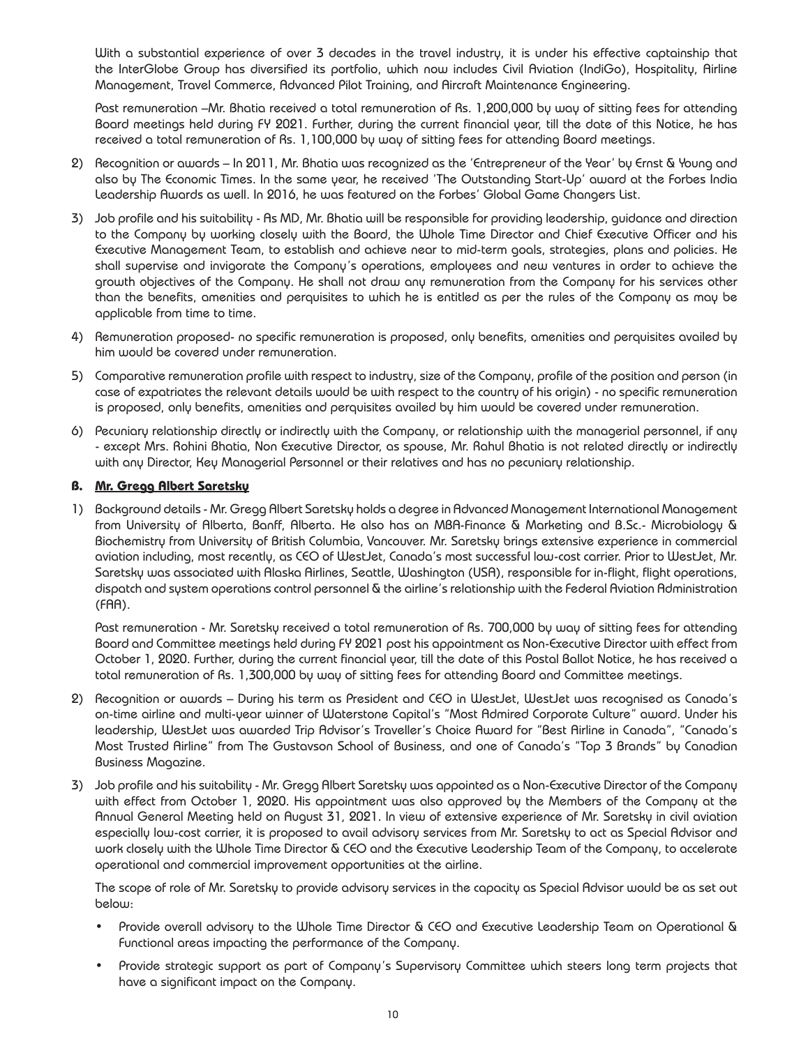With a substantial experience of over 3 decades in the travel industry, it is under his effective captainship that the InterGlobe Group has diversified its portfolio, which now includes Civil Aviation (IndiGo), Hospitality, Airline Management, Travel Commerce, Advanced Pilot Training, and Aircraft Maintenance Engineering.

Past remuneration –Mr. Bhatia received a total remuneration of Rs. 1,200,000 by way of sitting fees for attending Board meetings held during FY 2021. Further, during the current financial year, till the date of this Notice, he has received a total remuneration of Rs. 1,100,000 by way of sitting fees for attending Board meetings.

2) Recognition or awards – In 2011, Mr. Bhatia was recognized as the 'Entrepreneur of the Year' by Ernst & Young and also by The Economic Times. In the same year, he received 'The Outstanding Start-Up' award at the Forbes India Leadership Awards as well. In 2016, he was featured on the Forbes' Global Game Changers List.

3) Job profile and his suitability - As MD, Mr. Bhatia will be responsible for providing leadership, guidance and direction to the Company by working closely with the Board, the Whole Time Director and Chief Executive Officer and his Executive Management Team, to establish and achieve near to mid-term goals, strategies, plans and policies. He shall supervise and invigorate the Company's operations, employees and new ventures in order to achieve the growth objectives of the Company. He shall not draw any remuneration from the Company for his services other than the benefits, amenities and perquisites to which he is entitled as per the rules of the Company as may be applicable from time to time.

4) Remuneration proposed- no specific remuneration is proposed, only benefits, amenities and perquisites availed by him would be covered under remuneration.

5) Comparative remuneration profile with respect to industry, size of the Company, profile of the position and person (in case of expatriates the relevant details would be with respect to the country of his origin) - no specific remuneration is proposed, only benefits, amenities and perquisites availed by him would be covered under remuneration.

6) Pecuniary relationship directly or indirectly with the Company, or relationship with the managerial personnel, if any - except Mrs. Rohini Bhatia, Non Executive Director, as spouse, Mr. Rahul Bhatia is not related directly or indirectly with any Director, Key Managerial Personnel or their relatives and has no pecuniary relationship.

### B. Mr. Gregg Albert Saretsky

1) Background details - Mr. Gregg Albert Saretsky holds a degree in Advanced Management International Management from University of Alberta, Banff, Alberta. He also has an MBA-Finance & Marketing and B.Sc.- Microbiology & Biochemistry from University of British Columbia, Vancouver. Mr. Saretsky brings extensive experience in commercial aviation including, most recently, as CEO of WestJet, Canada's most successful low-cost carrier. Prior to WestJet, Mr. Saretsky was associated with Alaska Airlines, Seattle, Washington (USA), responsible for in-flight, flight operations, dispatch and system operations control personnel & the airline's relationship with the Federal Aviation Administration (FAA).

Past remuneration - Mr. Saretsky received a total remuneration of Rs. 700,000 by way of sitting fees for attending Board and Committee meetings held during FY 2021 post his appointment as Non-Executive Director with effect from October 1, 2020. Further, during the current financial year, till the date of this Postal Ballot Notice, he has received a total remuneration of Rs. 1,300,000 by way of sitting fees for attending Board and Committee meetings.

2) Recognition or awards – During his term as President and CEO in WestJet, WestJet was recognised as Canada's on-time airline and multi-year winner of Waterstone Capital's "Most Admired Corporate Culture" award. Under his leadership, WestJet was awarded Trip Advisor's Traveller's Choice Award for "Best Airline in Canada", "Canada's Most Trusted Airline" from The Gustavson School of Business, and one of Canada's "Top 3 Brands" by Canadian Business Magazine.

3) Job profile and his suitability - Mr. Gregg Albert Saretsky was appointed as a Non-Executive Director of the Company with effect from October 1, 2020. His appointment was also approved by the Members of the Company at the Annual General Meeting held on August 31, 2021. In view of extensive experience of Mr. Saretsky in civil aviation especially low-cost carrier, it is proposed to avail advisory services from Mr. Saretsky to act as Special Advisor and work closely with the Whole Time Director & CEO and the Executive Leadership Team of the Company, to accelerate operational and commercial improvement opportunities at the airline.

The scope of role of Mr. Saretsky to provide advisory services in the capacity as Special Advisor would be as set out below:

- Provide overall advisory to the Whole Time Director & CEO and Executive Leadership Team on Operational & Functional areas impacting the performance of the Company.
- Provide strategic support as part of Company's Supervisory Committee which steers long term projects that have a significant impact on the Company.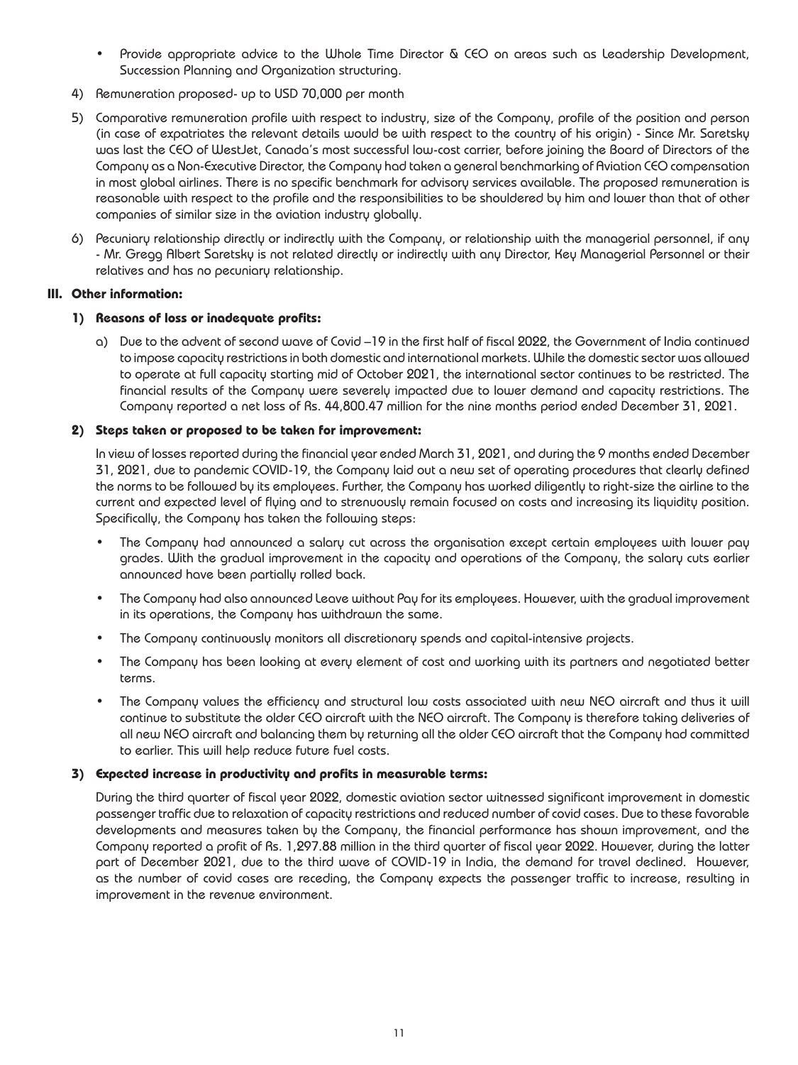- Provide appropriate advice to the Whole Time Director & CEO on areas such as Leadership Development, Succession Planning and Organization structuring.

4) Remuneration proposed- up to USD 70,000 per month

5) Comparative remuneration profile with respect to industry, size of the Company, profile of the position and person (in case of expatriates the relevant details would be with respect to the country of his origin) - Since Mr. Saretsky was last the CEO of WestJet, Canada's most successful low-cost carrier, before joining the Board of Directors of the Company as a Non-Executive Director, the Company had taken a general benchmarking of Aviation CEO compensation in most global airlines. There is no specific benchmark for advisory services available. The proposed remuneration is reasonable with respect to the profile and the responsibilities to be shouldered by him and lower than that of other companies of similar size in the aviation industry globally.

6) Pecuniary relationship directly or indirectly with the Company, or relationship with the managerial personnel, if any - Mr. Gregg Albert Saretsky is not related directly or indirectly with any Director, Key Managerial Personnel or their relatives and has no pecuniary relationship.

## III. Other information:

### 1) Reasons of loss or inadequate profits:

a) Due to the advent of second wave of Covid –19 in the first half of fiscal 2022, the Government of India continued to impose capacity restrictions in both domestic and international markets. While the domestic sector was allowed to operate at full capacity starting mid of October 2021, the international sector continues to be restricted. The financial results of the Company were severely impacted due to lower demand and capacity restrictions. The Company reported a net loss of Rs. 44,800.47 million for the nine months period ended December 31, 2021.

### 2) Steps taken or proposed to be taken for improvement:

In view of losses reported during the financial year ended March 31, 2021, and during the 9 months ended December 31, 2021, due to pandemic COVID-19, the Company laid out a new set of operating procedures that clearly defined the norms to be followed by its employees. Further, the Company has worked diligently to right-size the airline to the current and expected level of flying and to strenuously remain focused on costs and increasing its liquidity position. Specifically, the Company has taken the following steps:

- The Company had announced a salary cut across the organisation except certain employees with lower pay grades. With the gradual improvement in the capacity and operations of the Company, the salary cuts earlier announced have been partially rolled back.
- The Company had also announced Leave without Pay for its employees. However, with the gradual improvement in its operations, the Company has withdrawn the same.
- The Company continuously monitors all discretionary spends and capital-intensive projects.
- The Company has been looking at every element of cost and working with its partners and negotiated better terms.
- The Company values the efficiency and structural low costs associated with new NEO aircraft and thus it will continue to substitute the older CEO aircraft with the NEO aircraft. The Company is therefore taking deliveries of all new NEO aircraft and balancing them by returning all the older CEO aircraft that the Company had committed to earlier. This will help reduce future fuel costs.

### 3) Expected increase in productivity and profits in measurable terms:

During the third quarter of fiscal year 2022, domestic aviation sector witnessed significant improvement in domestic passenger traffic due to relaxation of capacity restrictions and reduced number of covid cases. Due to these favorable developments and measures taken by the Company, the financial performance has shown improvement, and the Company reported a profit of Rs. 1,297.88 million in the third quarter of fiscal year 2022. However, during the latter part of December 2021, due to the third wave of COVID-19 in India, the demand for travel declined. However, as the number of covid cases are receding, the Company expects the passenger traffic to increase, resulting in improvement in the revenue environment.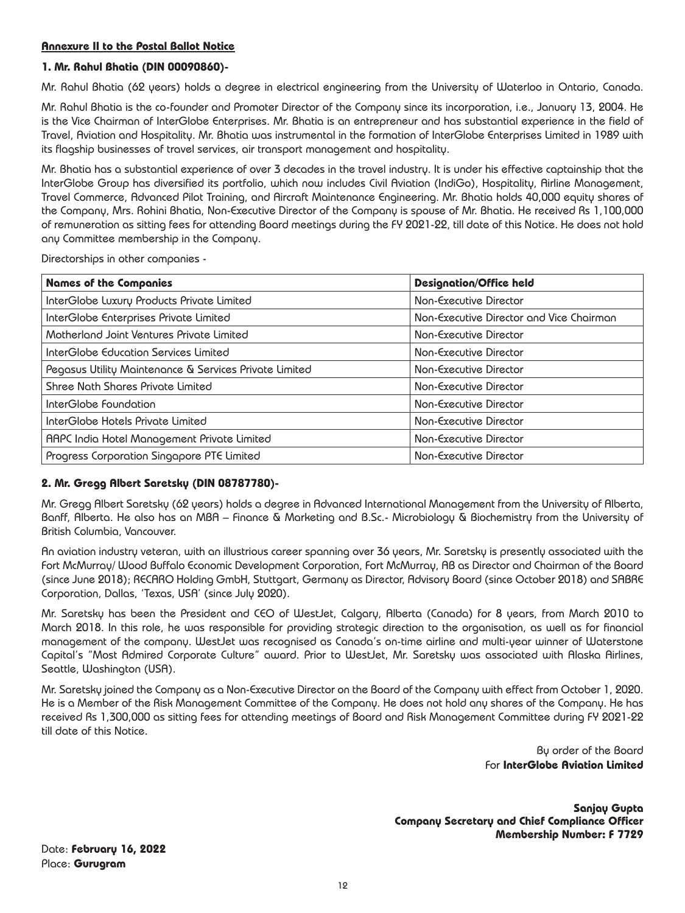## Annexure II to the Postal Ballot Notice

### 1. Mr. Rahul Bhatia (DIN 00090860)-

Mr. Rahul Bhatia (62 years) holds a degree in electrical engineering from the University of Waterloo in Ontario, Canada.

Mr. Rahul Bhatia is the co-founder and Promoter Director of the Company since its incorporation, i.e., January 13, 2004. He is the Vice Chairman of InterGlobe Enterprises. Mr. Bhatia is an entrepreneur and has substantial experience in the field of Travel, Aviation and Hospitality. Mr. Bhatia was instrumental in the formation of InterGlobe Enterprises Limited in 1989 with its flagship businesses of travel services, air transport management and hospitality.

Mr. Bhatia has a substantial experience of over 3 decades in the travel industry. It is under his effective captainship that the InterGlobe Group has diversified its portfolio, which now includes Civil Aviation (IndiGo), Hospitality, Airline Management, Travel Commerce, Advanced Pilot Training, and Aircraft Maintenance Engineering. Mr. Bhatia holds 40,000 equity shares of the Company, Mrs. Rohini Bhatia, Non-Executive Director of the Company is spouse of Mr. Bhatia. He received Rs 1,100,000 of remuneration as sitting fees for attending Board meetings during the FY 2021-22, till date of this Notice. He does not hold any Committee membership in the Company.

Directorships in other companies -

| Names of the Companies | Designation/Office held |
|---|---|
| InterGlobe Luxury Products Private Limited | Non-Executive Director |
| InterGlobe Enterprises Private Limited | Non-Executive Director and Vice Chairman |
| Motherland Joint Ventures Private Limited | Non-Executive Director |
| InterGlobe Education Services Limited | Non-Executive Director |
| Pegasus Utility Maintenance & Services Private Limited | Non-Executive Director |
| Shree Nath Shares Private Limited | Non-Executive Director |
| InterGlobe Foundation | Non-Executive Director |
| InterGlobe Hotels Private Limited | Non-Executive Director |
| AAPC India Hotel Management Private Limited | Non-Executive Director |
| Progress Corporation Singapore PTE Limited | Non-Executive Director |

### 2. Mr. Gregg Albert Saretsky (DIN 08787780)-

Mr. Gregg Albert Saretsky (62 years) holds a degree in Advanced International Management from the University of Alberta, Banff, Alberta. He also has an MBA – Finance & Marketing and B.Sc.- Microbiology & Biochemistry from the University of British Columbia, Vancouver.

An aviation industry veteran, with an illustrious career spanning over 36 years, Mr. Saretsky is presently associated with the Fort McMurray/ Wood Buffalo Economic Development Corporation, Fort McMurray, AB as Director and Chairman of the Board (since June 2018); RECARO Holding GmbH, Stuttgart, Germany as Director, Advisory Board (since October 2018) and SABRE Corporation, Dallas, 'Texas, USA' (since July 2020).

Mr. Saretsky has been the President and CEO of WestJet, Calgary, Alberta (Canada) for 8 years, from March 2010 to March 2018. In this role, he was responsible for providing strategic direction to the organisation, as well as for financial management of the company. WestJet was recognised as Canada's on-time airline and multi-year winner of Waterstone Capital's "Most Admired Corporate Culture" award. Prior to WestJet, Mr. Saretsky was associated with Alaska Airlines, Seattle, Washington (USA).

Mr. Saretsky joined the Company as a Non-Executive Director on the Board of the Company with effect from October 1, 2020. He is a Member of the Risk Management Committee of the Company. He does not hold any shares of the Company. He has received Rs 1,300,000 as sitting fees for attending meetings of Board and Risk Management Committee during FY 2021-22 till date of this Notice.

By order of the Board
For **InterGlobe Aviation Limited**

**Sanjay Gupta**
**Company Secretary and Chief Compliance Officer**
**Membership Number: F 7729**

Date: **February 16, 2022**
Place: **Gurugram**